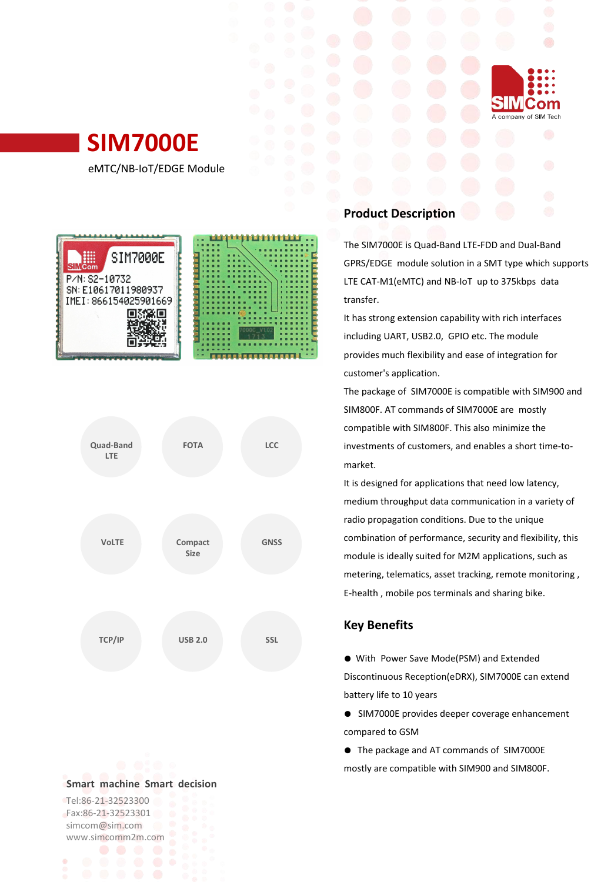# SIM7000E

eMTC/NB-IoT/EDGE Module

Quad-Band LTE

FOTA

LCC

VoLTE

Compact Size

GNSS

TCP/IP

USB 2.0

SSL

## Product Description

The SIM7000E is Quad-Band LTE-FDD and Dual-Band GPRS/EDGE module solution in a SMT type which supports LTE CAT-M1(eMTC) and NB-IoT up to 375kbps data transfer.

It has strong extension capability with rich interfaces including UART, USB2.0, GPIO etc. The module provides much flexibility and ease of integration for customer's application.

The package of SIM7000E is compatible with SIM900 and SIM800F. AT commands of SIM7000E are mostly compatible with SIM800F. This also minimize the investments of customers, and enables a short time-to-market.

It is designed for applications that need low latency, medium throughput data communication in a variety of radio propagation conditions. Due to the unique combination of performance, security and flexibility, this module is ideally suited for M2M applications, such as metering, telematics, asset tracking, remote monitoring , E-health , mobile pos terminals and sharing bike.

## Key Benefits

- With Power Save Mode(PSM) and Extended Discontinuous Reception(eDRX), SIM7000E can extend battery life to 10 years
- SIM7000E provides deeper coverage enhancement compared to GSM
- The package and AT commands of SIM7000E mostly are compatible with SIM900 and SIM800F.

**Smart machine Smart decision**

Tel:86-21-32523300
Fax:86-21-32523301
simcom@sim.com
www.simcomm2m.com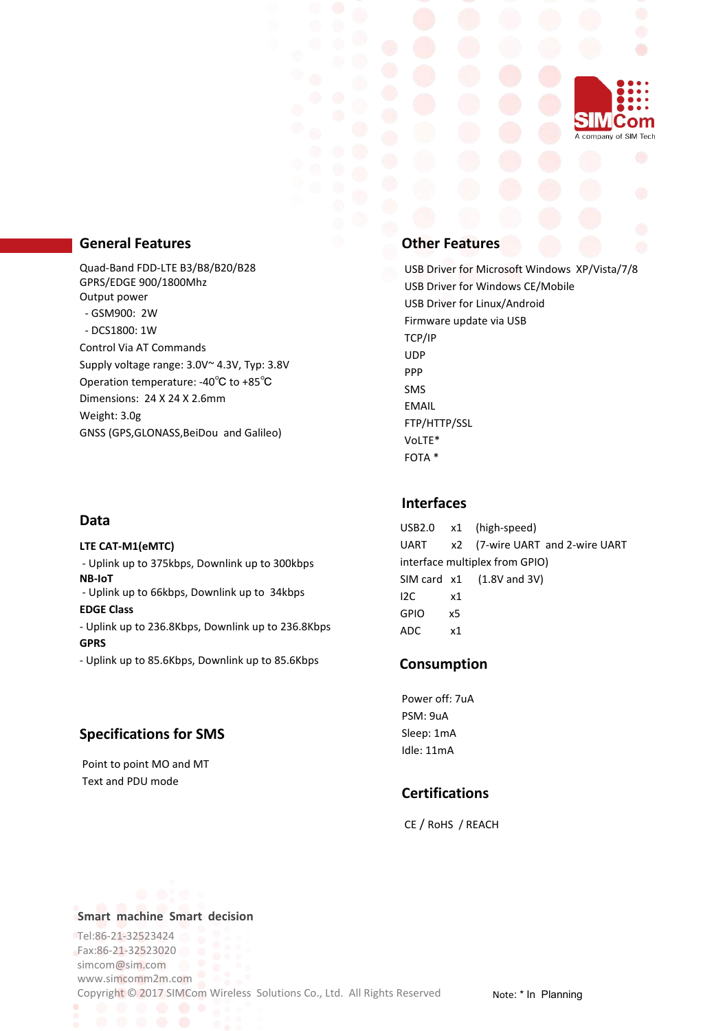## General Features

Quad-Band FDD-LTE B3/B8/B20/B28
GPRS/EDGE 900/1800Mhz
Output power
- GSM900: 2W
- DCS1800: 1W

Control Via AT Commands
Supply voltage range: 3.0V~ 4.3V, Typ: 3.8V
Operation temperature: -40℃ to +85℃
Dimensions: 24 X 24 X 2.6mm
Weight: 3.0g
GNSS (GPS,GLONASS,BeiDou and Galileo)

## Data

**LTE CAT-M1(eMTC)**
- Uplink up to 375kbps, Downlink up to 300kbps

**NB-IoT**
- Uplink up to 66kbps, Downlink up to 34kbps

**EDGE Class**
- Uplink up to 236.8Kbps, Downlink up to 236.8Kbps

**GPRS**
- Uplink up to 85.6Kbps, Downlink up to 85.6Kbps

## Specifications for SMS

Point to point MO and MT
Text and PDU mode

## Other Features

USB Driver for Microsoft Windows XP/Vista/7/8
USB Driver for Windows CE/Mobile
USB Driver for Linux/Android
Firmware update via USB
TCP/IP
UDP
PPP
SMS
EMAIL
FTP/HTTP/SSL
VoLTE*
FOTA *

## Interfaces

USB2.0 x1 (high-speed)
UART x2 (7-wire UART and 2-wire UART interface multiplex from GPIO)
SIM card x1 (1.8V and 3V)
I2C x1
GPIO x5
ADC x1

## Consumption

Power off: 7uA
PSM: 9uA
Sleep: 1mA
Idle: 11mA

## Certifications

CE / RoHS / REACH

**Smart machine Smart decision**

Tel:86-21-32523424
Fax:86-21-32523020
simcom@sim.com
www.simcomm2m.com
Copyright © 2017 SIMCom Wireless Solutions Co., Ltd. All Rights Reserved

Note: * In Planning